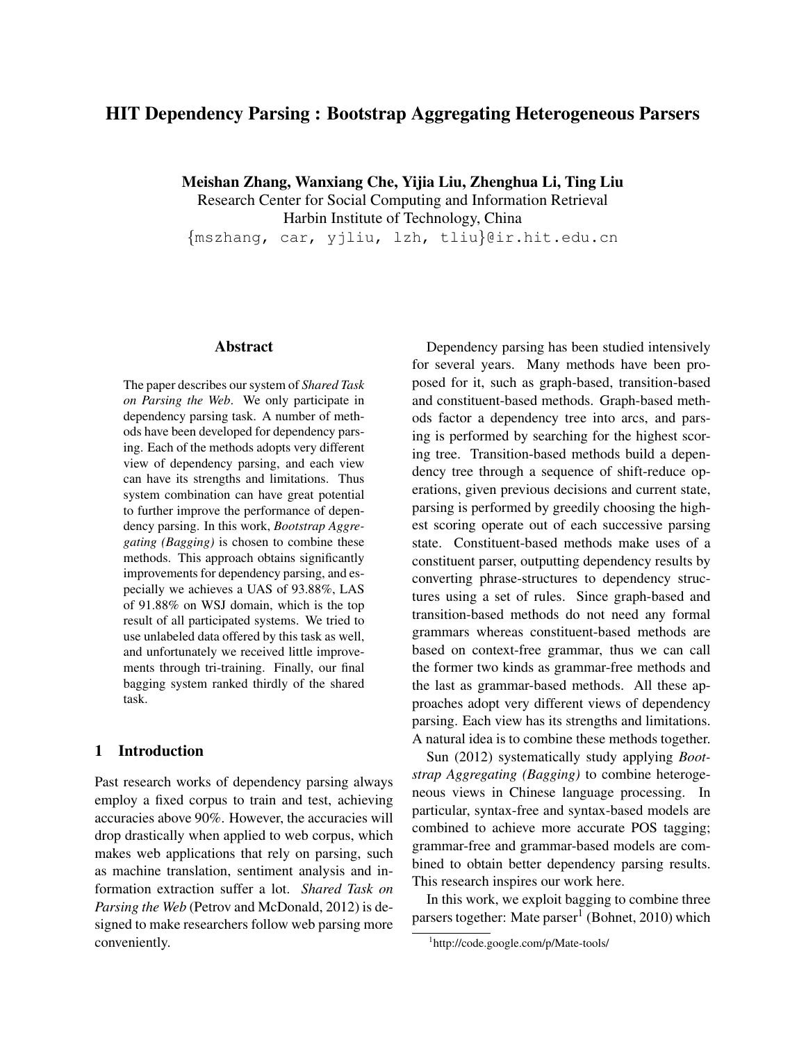# HIT Dependency Parsing : Bootstrap Aggregating Heterogeneous Parsers

**Meishan Zhang, Wanxiang Che, Yijia Liu, Zhenghua Li, Ting Liu**
Research Center for Social Computing and Information Retrieval
Harbin Institute of Technology, China
{mszhang, car, yjliu, lzh, tliu}@ir.hit.edu.cn

## Abstract

The paper describes our system of *Shared Task on Parsing the Web*. We only participate in dependency parsing task. A number of methods have been developed for dependency parsing. Each of the methods adopts very different view of dependency parsing, and each view can have its strengths and limitations. Thus system combination can have great potential to further improve the performance of dependency parsing. In this work, *Bootstrap Aggregating (Bagging)* is chosen to combine these methods. This approach obtains significantly improvements for dependency parsing, and especially we achieves a UAS of 93.88%, LAS of 91.88% on WSJ domain, which is the top result of all participated systems. We tried to use unlabeled data offered by this task as well, and unfortunately we received little improvements through tri-training. Finally, our final bagging system ranked thirdly of the shared task.

## 1 Introduction

Past research works of dependency parsing always employ a fixed corpus to train and test, achieving accuracies above 90%. However, the accuracies will drop drastically when applied to web corpus, which makes web applications that rely on parsing, such as machine translation, sentiment analysis and information extraction suffer a lot. *Shared Task on Parsing the Web* (Petrov and McDonald, 2012) is designed to make researchers follow web parsing more conveniently.

Dependency parsing has been studied intensively for several years. Many methods have been proposed for it, such as graph-based, transition-based and constituent-based methods. Graph-based methods factor a dependency tree into arcs, and parsing is performed by searching for the highest scoring tree. Transition-based methods build a dependency tree through a sequence of shift-reduce operations, given previous decisions and current state, parsing is performed by greedily choosing the highest scoring operate out of each successive parsing state. Constituent-based methods make uses of a constituent parser, outputting dependency results by converting phrase-structures to dependency structures using a set of rules. Since graph-based and transition-based methods do not need any formal grammars whereas constituent-based methods are based on context-free grammar, thus we can call the former two kinds as grammar-free methods and the last as grammar-based methods. All these approaches adopt very different views of dependency parsing. Each view has its strengths and limitations. A natural idea is to combine these methods together.

Sun (2012) systematically study applying *Bootstrap Aggregating (Bagging)* to combine heterogeneous views in Chinese language processing. In particular, syntax-free and syntax-based models are combined to achieve more accurate POS tagging; grammar-free and grammar-based models are combined to obtain better dependency parsing results. This research inspires our work here.

In this work, we exploit bagging to combine three parsers together: Mate parser[1] (Bohnet, 2010) which

[1] http://code.google.com/p/Mate-tools/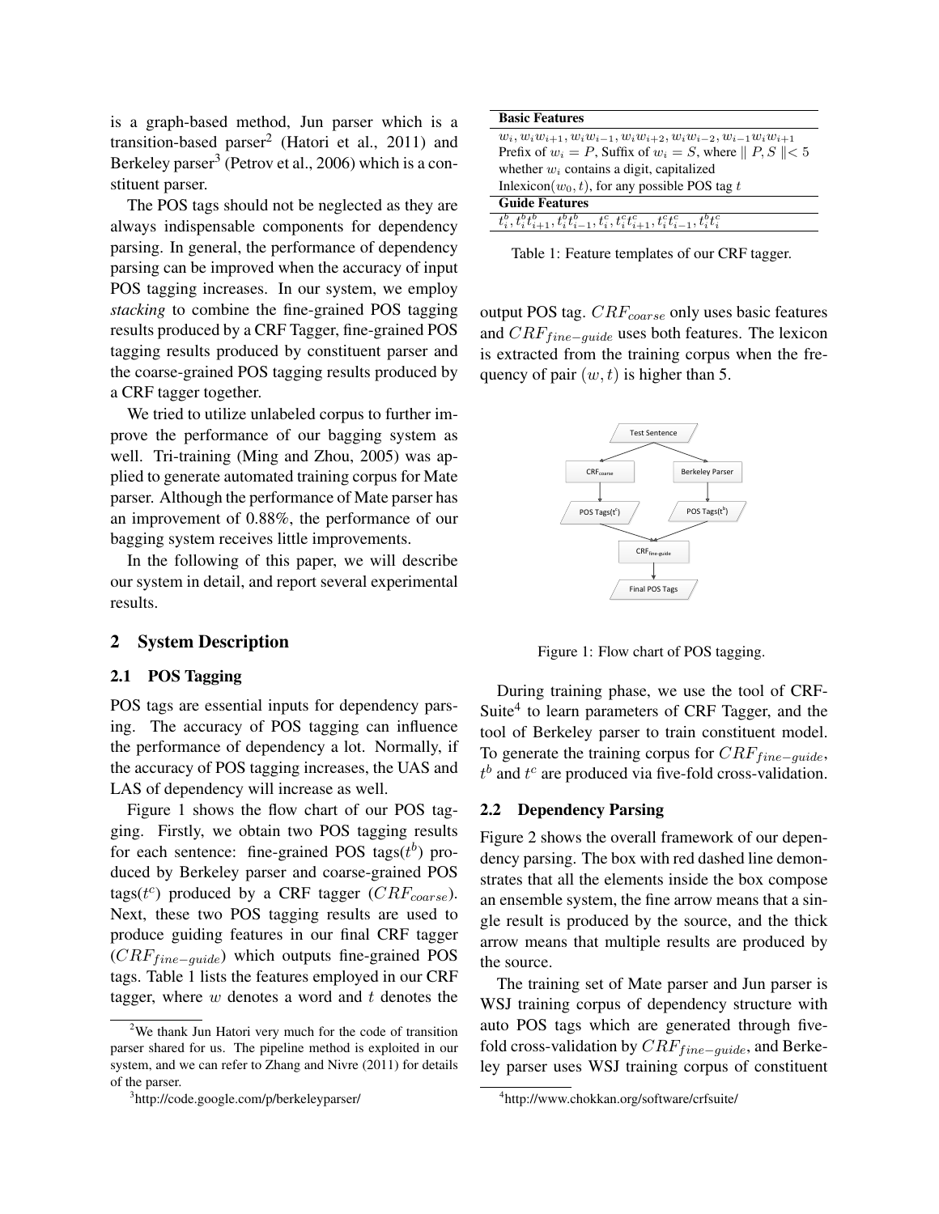is a graph-based method, Jun parser which is a transition-based parser[2] (Hatori et al., 2011) and Berkeley parser[3] (Petrov et al., 2006) which is a constituent parser.

The POS tags should not be neglected as they are always indispensable components for dependency parsing. In general, the performance of dependency parsing can be improved when the accuracy of input POS tagging increases. In our system, we employ *stacking* to combine the fine-grained POS tagging results produced by a CRF Tagger, fine-grained POS tagging results produced by constituent parser and the coarse-grained POS tagging results produced by a CRF tagger together.

We tried to utilize unlabeled corpus to further improve the performance of our bagging system as well. Tri-training (Ming and Zhou, 2005) was applied to generate automated training corpus for Mate parser. Although the performance of Mate parser has an improvement of 0.88%, the performance of our bagging system receives little improvements.

In the following of this paper, we will describe our system in detail, and report several experimental results.

## 2 System Description

### 2.1 POS Tagging

POS tags are essential inputs for dependency parsing. The accuracy of POS tagging can influence the performance of dependency a lot. Normally, if the accuracy of POS tagging increases, the UAS and LAS of dependency will increase as well.

Figure 1 shows the flow chart of our POS tagging. Firstly, we obtain two POS tagging results for each sentence: fine-grained POS tags($t^b$) produced by Berkeley parser and coarse-grained POS tags($t^c$) produced by a CRF tagger ($CRF_{coarse}$). Next, these two POS tagging results are used to produce guiding features in our final CRF tagger ($CRF_{fine-guide}$) which outputs fine-grained POS tags. Table 1 lists the features employed in our CRF tagger, where $w$ denotes a word and $t$ denotes the output POS tag. $CRF_{coarse}$ only uses basic features and $CRF_{fine-guide}$ uses both features. The lexicon is extracted from the training corpus when the frequency of pair $(w, t)$ is higher than 5.

| **Basic Features** |
|---|
| $w_i, w_iw_{i+1}, w_iw_{i-1}, w_iw_{i+2}, w_iw_{i-2}, w_{i-1}w_iw_{i+1}$ |
| Prefix of $w_i = P$, Suffix of $w_i = S$, where $\parallel P, S \parallel < 5$ |
| whether $w_i$ contains a digit, capitalized |
| Inlexicon($w_0, t$), for any possible POS tag $t$ |
| **Guide Features** |
| $t_i^b, t_i^bt_{i+1}^b, t_i^bt_{i-1}^b, t_i^c, t_i^ct_{i+1}^c, t_i^ct_{i-1}^c, t_i^bt_i^c$ |

Table 1: Feature templates of our CRF tagger.

Figure 1: Flow chart of POS tagging.

During training phase, we use the tool of CRF-Suite[4] to learn parameters of CRF Tagger, and the tool of Berkeley parser to train constituent model. To generate the training corpus for $CRF_{fine-guide}$, $t^b$ and $t^c$ are produced via five-fold cross-validation.

### 2.2 Dependency Parsing

Figure 2 shows the overall framework of our dependency parsing. The box with red dashed line demonstrates that all the elements inside the box compose an ensemble system, the fine arrow means that a single result is produced by the source, and the thick arrow means that multiple results are produced by the source.

The training set of Mate parser and Jun parser is WSJ training corpus of dependency structure with auto POS tags which are generated through five-fold cross-validation by $CRF_{fine-guide}$, and Berkeley parser uses WSJ training corpus of constituent

[2] We thank Jun Hatori very much for the code of transition parser shared for us. The pipeline method is exploited in our system, and we can refer to Zhang and Nivre (2011) for details of the parser.

[3] http://code.google.com/p/berkeleyparser/

[4] http://www.chokkan.org/software/crfsuite/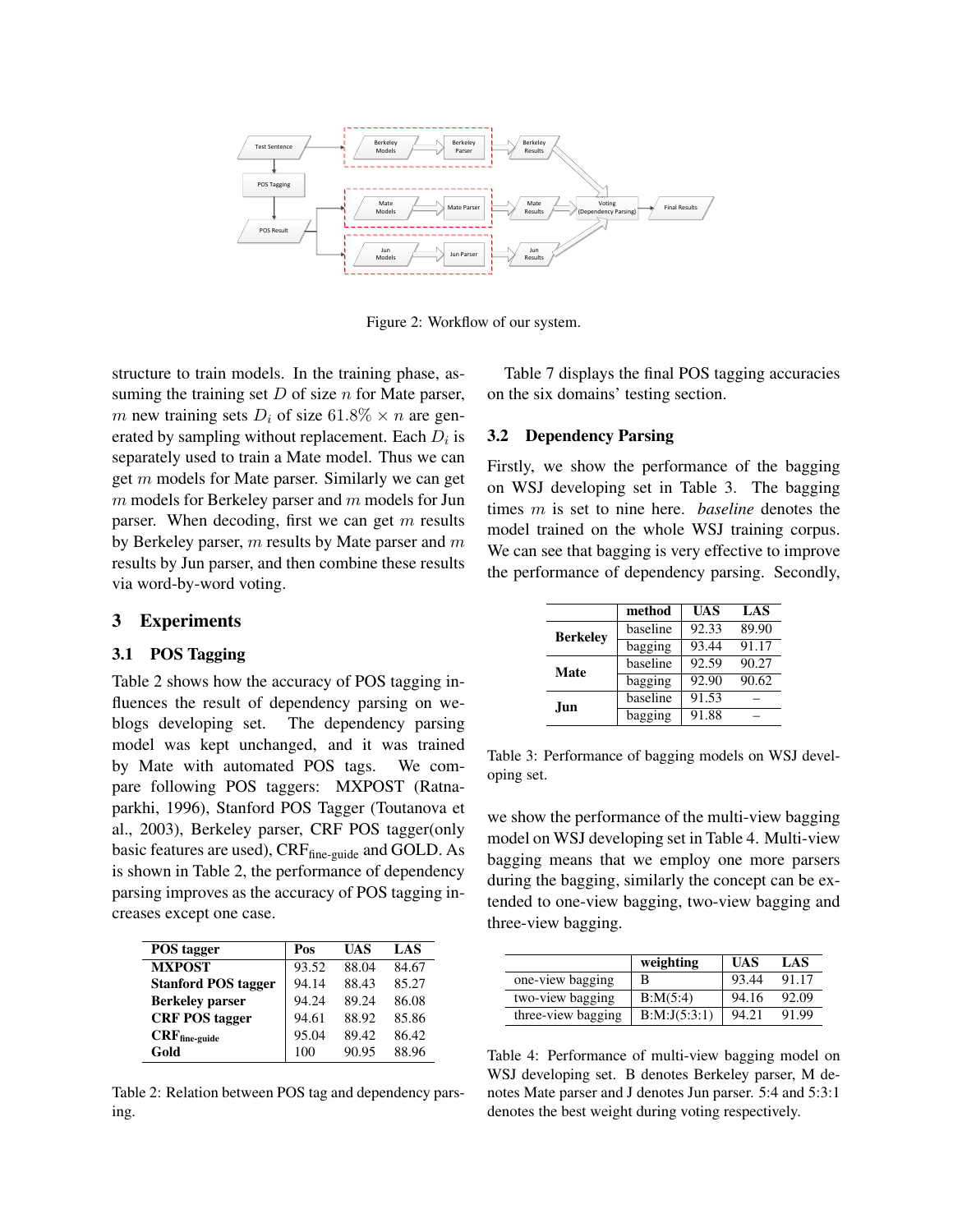Figure 2: Workflow of our system.

structure to train models. In the training phase, assuming the training set $D$ of size $n$ for Mate parser, $m$ new training sets $D_i$ of size $61.8\% \times n$ are generated by sampling without replacement. Each $D_i$ is separately used to train a Mate model. Thus we can get $m$ models for Mate parser. Similarly we can get $m$ models for Berkeley parser and $m$ models for Jun parser. When decoding, first we can get $m$ results by Berkeley parser, $m$ results by Mate parser and $m$ results by Jun parser, and then combine these results via word-by-word voting.

# 3 Experiments

## 3.1 POS Tagging

Table 2 shows how the accuracy of POS tagging influences the result of dependency parsing on weblogs developing set. The dependency parsing model was kept unchanged, and it was trained by Mate with automated POS tags. We compare following POS taggers: MXPOST (Ratnaparkhi, 1996), Stanford POS Tagger (Toutanova et al., 2003), Berkeley parser, CRF POS tagger(only basic features are used), CRF$_{\text{fine-guide}}$ and GOLD. As is shown in Table 2, the performance of dependency parsing improves as the accuracy of POS tagging increases except one case.

| POS tagger | Pos | UAS | LAS |
|---|---|---|---|
| **MXPOST** | 93.52 | 88.04 | 84.67 |
| **Stanford POS tagger** | 94.14 | 88.43 | 85.27 |
| **Berkeley parser** | 94.24 | 89.24 | 86.08 |
| **CRF POS tagger** | 94.61 | 88.92 | 85.86 |
| **CRF$_{\text{fine-guide}}$** | 95.04 | 89.42 | 86.42 |
| **Gold** | 100 | 90.95 | 88.96 |

Table 2: Relation between POS tag and dependency parsing.

Table 7 displays the final POS tagging accuracies on the six domains' testing section.

## 3.2 Dependency Parsing

Firstly, we show the performance of the bagging on WSJ developing set in Table 3. The bagging times $m$ is set to nine here. *baseline* denotes the model trained on the whole WSJ training corpus. We can see that bagging is very effective to improve the performance of dependency parsing. Secondly,

| | method | UAS | LAS |
|---|---|---|---|
| **Berkeley** | baseline | 92.33 | 89.90 |
| | bagging | 93.44 | 91.17 |
| **Mate** | baseline | 92.59 | 90.27 |
| | bagging | 92.90 | 90.62 |
| **Jun** | baseline | 91.53 | – |
| | bagging | 91.88 | – |

Table 3: Performance of bagging models on WSJ developing set.

we show the performance of the multi-view bagging model on WSJ developing set in Table 4. Multi-view bagging means that we employ one more parsers during the bagging, similarly the concept can be extended to one-view bagging, two-view bagging and three-view bagging.

| | weighting | UAS | LAS |
|---|---|---|---|
| one-view bagging | B | 93.44 | 91.17 |
| two-view bagging | B:M(5:4) | 94.16 | 92.09 |
| three-view bagging | B:M:J(5:3:1) | 94.21 | 91.99 |

Table 4: Performance of multi-view bagging model on WSJ developing set. B denotes Berkeley parser, M denotes Mate parser and J denotes Jun parser. 5:4 and 5:3:1 denotes the best weight during voting respectively.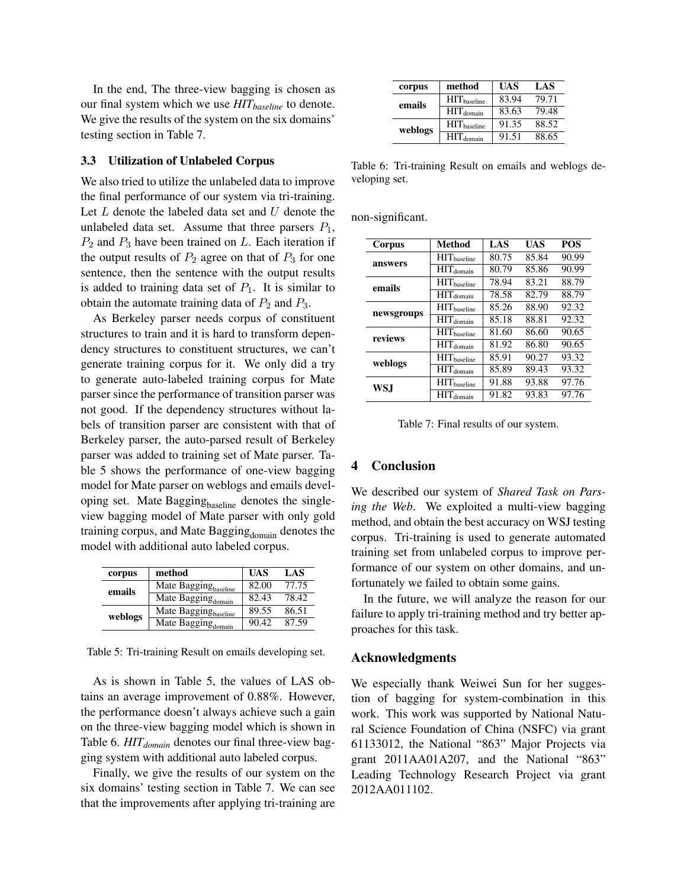In the end, The three-view bagging is chosen as our final system which we use *$HIT_{baseline}$* to denote. We give the results of the system on the six domains' testing section in Table 7.

### 3.3 Utilization of Unlabeled Corpus

We also tried to utilize the unlabeled data to improve the final performance of our system via tri-training. Let $L$ denote the labeled data set and $U$ denote the unlabeled data set. Assume that three parsers $P_1$, $P_2$ and $P_3$ have been trained on $L$. Each iteration if the output results of $P_2$ agree on that of $P_3$ for one sentence, then the sentence with the output results is added to training data set of $P_1$. It is similar to obtain the automate training data of $P_2$ and $P_3$.

As Berkeley parser needs corpus of constituent structures to train and it is hard to transform dependency structures to constituent structures, we can't generate training corpus for it. We only did a try to generate auto-labeled training corpus for Mate parser since the performance of transition parser was not good. If the dependency structures without labels of transition parser are consistent with that of Berkeley parser, the auto-parsed result of Berkeley parser was added to training set of Mate parser. Table 5 shows the performance of one-view bagging model for Mate parser on weblogs and emails developing set. Mate $\text{Bagging}_{\text{baseline}}$ denotes the single-view bagging model of Mate parser with only gold training corpus, and Mate $\text{Bagging}_{\text{domain}}$ denotes the model with additional auto labeled corpus.

| corpus | method | UAS | LAS |
|---|---|---|---|
| **emails** | Mate $\text{Bagging}_{\text{baseline}}$ | 82.00 | 77.75 |
| | Mate $\text{Bagging}_{\text{domain}}$ | 82.43 | 78.42 |
| **weblogs** | Mate $\text{Bagging}_{\text{baseline}}$ | 89.55 | 86.51 |
| | Mate $\text{Bagging}_{\text{domain}}$ | 90.42 | 87.59 |

Table 5: Tri-training Result on emails developing set.

As is shown in Table 5, the values of LAS obtains an average improvement of 0.88%. However, the performance doesn't always achieve such a gain on the three-view bagging model which is shown in Table 6. *$HIT_{domain}$* denotes our final three-view bagging system with additional auto labeled corpus.

Finally, we give the results of our system on the six domains' testing section in Table 7. We can see that the improvements after applying tri-training are non-significant.

| corpus | method | UAS | LAS |
|---|---|---|---|
| **emails** | $\text{HIT}_{\text{baseline}}$ | 83.94 | 79.71 |
| | $\text{HIT}_{\text{domain}}$ | 83.63 | 79.48 |
| **weblogs** | $\text{HIT}_{\text{baseline}}$ | 91.35 | 88.52 |
| | $\text{HIT}_{\text{domain}}$ | 91.51 | 88.65 |

Table 6: Tri-training Result on emails and weblogs developing set.

| Corpus | Method | LAS | UAS | POS |
|---|---|---|---|---|
| **answers** | $\text{HIT}_{\text{baseline}}$ | 80.75 | 85.84 | 90.99 |
| | $\text{HIT}_{\text{domain}}$ | 80.79 | 85.86 | 90.99 |
| **emails** | $\text{HIT}_{\text{baseline}}$ | 78.94 | 83.21 | 88.79 |
| | $\text{HIT}_{\text{domain}}$ | 78.58 | 82.79 | 88.79 |
| **newsgroups** | $\text{HIT}_{\text{baseline}}$ | 85.26 | 88.90 | 92.32 |
| | $\text{HIT}_{\text{domain}}$ | 85.18 | 88.81 | 92.32 |
| **reviews** | $\text{HIT}_{\text{baseline}}$ | 81.60 | 86.60 | 90.65 |
| | $\text{HIT}_{\text{domain}}$ | 81.92 | 86.80 | 90.65 |
| **weblogs** | $\text{HIT}_{\text{baseline}}$ | 85.91 | 90.27 | 93.32 |
| | $\text{HIT}_{\text{domain}}$ | 85.89 | 89.43 | 93.32 |
| **WSJ** | $\text{HIT}_{\text{baseline}}$ | 91.88 | 93.88 | 97.76 |
| | $\text{HIT}_{\text{domain}}$ | 91.82 | 93.83 | 97.76 |

Table 7: Final results of our system.

## 4 Conclusion

We described our system of *Shared Task on Parsing the Web*. We exploited a multi-view bagging method, and obtain the best accuracy on WSJ testing corpus. Tri-training is used to generate automated training set from unlabeled corpus to improve performance of our system on other domains, and unfortunately we failed to obtain some gains.

In the future, we will analyze the reason for our failure to apply tri-training method and try better approaches for this task.

## Acknowledgments

We especially thank Weiwei Sun for her suggestion of bagging for system-combination in this work. This work was supported by National Natural Science Foundation of China (NSFC) via grant 61133012, the National "863" Major Projects via grant 2011AA01A207, and the National "863" Leading Technology Research Project via grant 2012AA011102.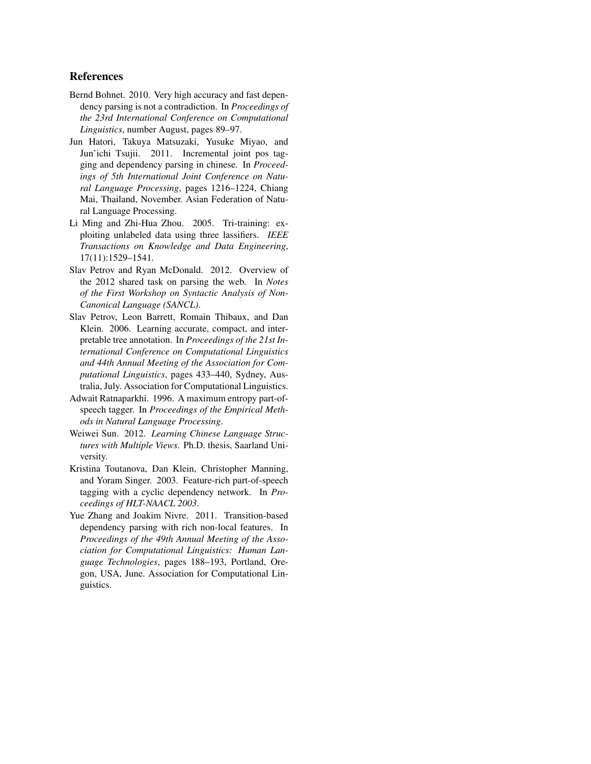## References

Bernd Bohnet. 2010. Very high accuracy and fast dependency parsing is not a contradiction. In *Proceedings of the 23rd International Conference on Computational Linguistics*, number August, pages 89–97.

Jun Hatori, Takuya Matsuzaki, Yusuke Miyao, and Jun'ichi Tsujii. 2011. Incremental joint pos tagging and dependency parsing in chinese. In *Proceedings of 5th International Joint Conference on Natural Language Processing*, pages 1216–1224, Chiang Mai, Thailand, November. Asian Federation of Natural Language Processing.

Li Ming and Zhi-Hua Zhou. 2005. Tri-training: exploiting unlabeled data using three lassifiers. *IEEE Transactions on Knowledge and Data Engineering*, 17(11):1529–1541.

Slav Petrov and Ryan McDonald. 2012. Overview of the 2012 shared task on parsing the web. In *Notes of the First Workshop on Syntactic Analysis of Non-Canonical Language (SANCL)*.

Slav Petrov, Leon Barrett, Romain Thibaux, and Dan Klein. 2006. Learning accurate, compact, and interpretable tree annotation. In *Proceedings of the 21st International Conference on Computational Linguistics and 44th Annual Meeting of the Association for Computational Linguistics*, pages 433–440, Sydney, Australia, July. Association for Computational Linguistics.

Adwait Ratnaparkhi. 1996. A maximum entropy part-of-speech tagger. In *Proceedings of the Empirical Methods in Natural Language Processing*.

Weiwei Sun. 2012. *Learning Chinese Language Structures with Multiple Views*. Ph.D. thesis, Saarland University.

Kristina Toutanova, Dan Klein, Christopher Manning, and Yoram Singer. 2003. Feature-rich part-of-speech tagging with a cyclic dependency network. In *Proceedings of HLT-NAACL 2003*.

Yue Zhang and Joakim Nivre. 2011. Transition-based dependency parsing with rich non-local features. In *Proceedings of the 49th Annual Meeting of the Association for Computational Linguistics: Human Language Technologies*, pages 188–193, Portland, Oregon, USA, June. Association for Computational Linguistics.